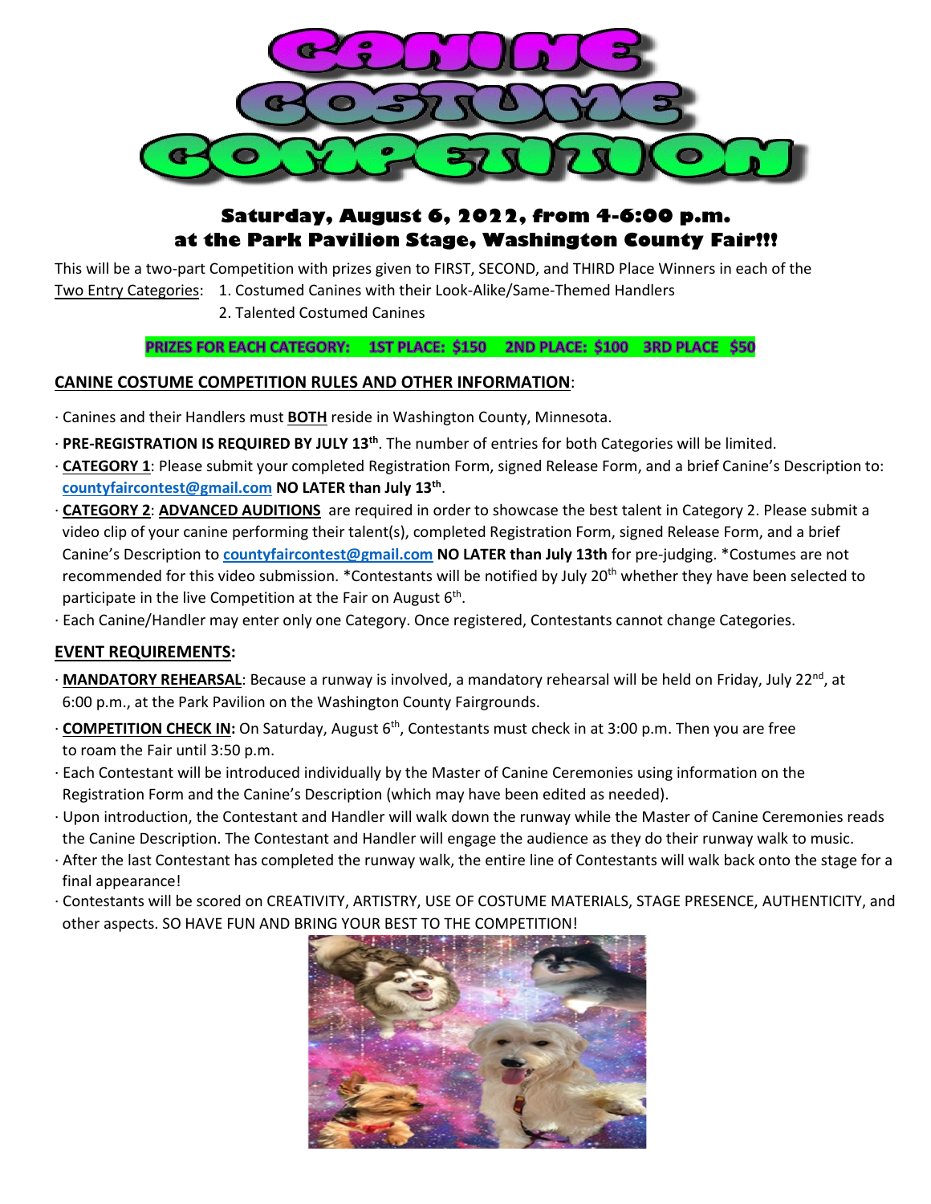# CANINE COSTUME COMPETITION

## Saturday, August 6, 2022, from 4-6:00 p.m. at the Park Pavilion Stage, Washington County Fair!!!

This will be a two-part Competition with prizes given to FIRST, SECOND, and THIRD Place Winners in each of the Two Entry Categories:

1. Costumed Canines with their Look-Alike/Same-Themed Handlers
2. Talented Costumed Canines

**PRIZES FOR EACH CATEGORY: 1ST PLACE: $150 2ND PLACE: $100 3RD PLACE $50**

### CANINE COSTUME COMPETITION RULES AND OTHER INFORMATION:

- Canines and their Handlers must **BOTH** reside in Washington County, Minnesota.
- **PRE-REGISTRATION IS REQUIRED BY JULY 13th**. The number of entries for both Categories will be limited.
- **CATEGORY 1**: Please submit your completed Registration Form, signed Release Form, and a brief Canine's Description to: **countyfaircontest@gmail.com** **NO LATER than July 13th**.
- **CATEGORY 2**: **ADVANCED AUDITIONS** are required in order to showcase the best talent in Category 2. Please submit a video clip of your canine performing their talent(s), completed Registration Form, signed Release Form, and a brief Canine's Description to **countyfaircontest@gmail.com** **NO LATER than July 13th** for pre-judging. *Costumes are not recommended for this video submission. *Contestants will be notified by July 20th whether they have been selected to participate in the live Competition at the Fair on August 6th.
- Each Canine/Handler may enter only one Category. Once registered, Contestants cannot change Categories.

### EVENT REQUIREMENTS:

- **MANDATORY REHEARSAL**: Because a runway is involved, a mandatory rehearsal will be held on Friday, July 22nd, at 6:00 p.m., at the Park Pavilion on the Washington County Fairgrounds.
- **COMPETITION CHECK IN:** On Saturday, August 6th, Contestants must check in at 3:00 p.m. Then you are free to roam the Fair until 3:50 p.m.
- Each Contestant will be introduced individually by the Master of Canine Ceremonies using information on the Registration Form and the Canine's Description (which may have been edited as needed).
- Upon introduction, the Contestant and Handler will walk down the runway while the Master of Canine Ceremonies reads the Canine Description. The Contestant and Handler will engage the audience as they do their runway walk to music.
- After the last Contestant has completed the runway walk, the entire line of Contestants will walk back onto the stage for a final appearance!
- Contestants will be scored on CREATIVITY, ARTISTRY, USE OF COSTUME MATERIALS, STAGE PRESENCE, AUTHENTICITY, and other aspects. SO HAVE FUN AND BRING YOUR BEST TO THE COMPETITION!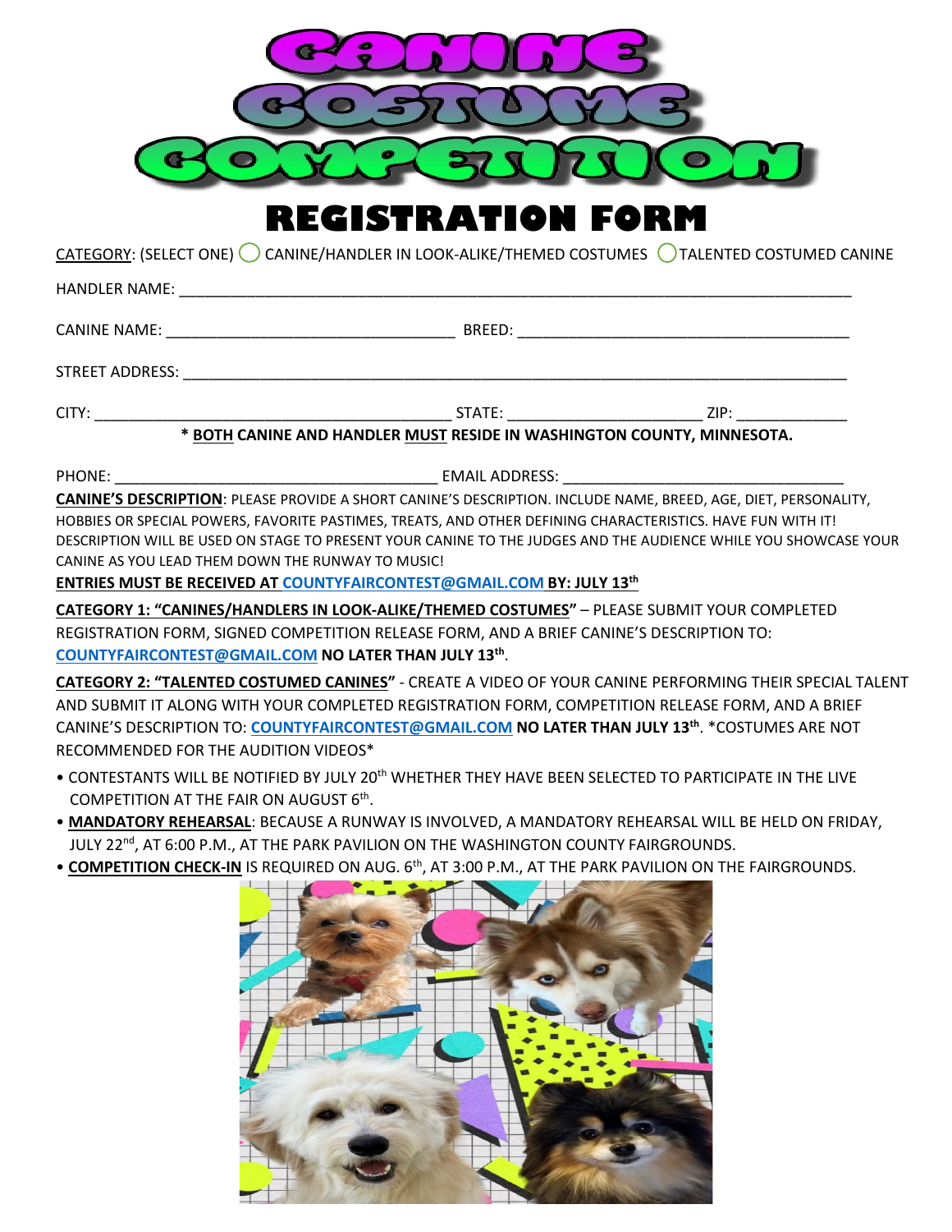# CANINE COSTUME COMPETITION

## REGISTRATION FORM

CATEGORY: (SELECT ONE) ◯ CANINE/HANDLER IN LOOK-ALIKE/THEMED COSTUMES ◯ TALENTED COSTUMED CANINE

HANDLER NAME: ______________________________________________

CANINE NAME: ______________________ BREED: ______________________

STREET ADDRESS: ______________________________________________

CITY: ______________________ STATE: ______________ ZIP: __________

**\* BOTH CANINE AND HANDLER MUST RESIDE IN WASHINGTON COUNTY, MINNESOTA.**

PHONE: ______________________ EMAIL ADDRESS: ______________________

**CANINE'S DESCRIPTION**: PLEASE PROVIDE A SHORT CANINE'S DESCRIPTION. INCLUDE NAME, BREED, AGE, DIET, PERSONALITY, HOBBIES OR SPECIAL POWERS, FAVORITE PASTIMES, TREATS, AND OTHER DEFINING CHARACTERISTICS. HAVE FUN WITH IT! DESCRIPTION WILL BE USED ON STAGE TO PRESENT YOUR CANINE TO THE JUDGES AND THE AUDIENCE WHILE YOU SHOWCASE YOUR CANINE AS YOU LEAD THEM DOWN THE RUNWAY TO MUSIC!

**ENTRIES MUST BE RECEIVED AT COUNTYFAIRCONTEST@GMAIL.COM BY: JULY 13th**

**CATEGORY 1: "CANINES/HANDLERS IN LOOK-ALIKE/THEMED COSTUMES"** – PLEASE SUBMIT YOUR COMPLETED REGISTRATION FORM, SIGNED COMPETITION RELEASE FORM, AND A BRIEF CANINE'S DESCRIPTION TO: **COUNTYFAIRCONTEST@GMAIL.COM NO LATER THAN JULY 13th**.

**CATEGORY 2: "TALENTED COSTUMED CANINES"** - CREATE A VIDEO OF YOUR CANINE PERFORMING THEIR SPECIAL TALENT AND SUBMIT IT ALONG WITH YOUR COMPLETED REGISTRATION FORM, COMPETITION RELEASE FORM, AND A BRIEF CANINE'S DESCRIPTION TO: **COUNTYFAIRCONTEST@GMAIL.COM NO LATER THAN JULY 13th**. \*COSTUMES ARE NOT RECOMMENDED FOR THE AUDITION VIDEOS\*

- CONTESTANTS WILL BE NOTIFIED BY JULY 20th WHETHER THEY HAVE BEEN SELECTED TO PARTICIPATE IN THE LIVE COMPETITION AT THE FAIR ON AUGUST 6th.
- **MANDATORY REHEARSAL**: BECAUSE A RUNWAY IS INVOLVED, A MANDATORY REHEARSAL WILL BE HELD ON FRIDAY, JULY 22nd, AT 6:00 P.M., AT THE PARK PAVILION ON THE WASHINGTON COUNTY FAIRGROUNDS.
- **COMPETITION CHECK-IN** IS REQUIRED ON AUG. 6th, AT 3:00 P.M., AT THE PARK PAVILION ON THE FAIRGROUNDS.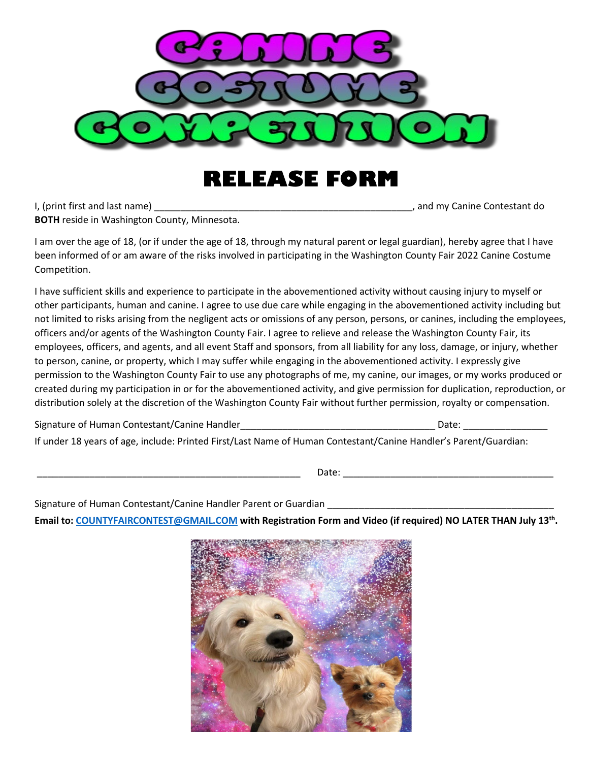# Canine Costume Competition

# RELEASE FORM

I, (print first and last name) ___________________________________________________, and my Canine Contestant do **BOTH** reside in Washington County, Minnesota.

I am over the age of 18, (or if under the age of 18, through my natural parent or legal guardian), hereby agree that I have been informed of or am aware of the risks involved in participating in the Washington County Fair 2022 Canine Costume Competition.

I have sufficient skills and experience to participate in the abovementioned activity without causing injury to myself or other participants, human and canine. I agree to use due care while engaging in the abovementioned activity including but not limited to risks arising from the negligent acts or omissions of any person, persons, or canines, including the employees, officers and/or agents of the Washington County Fair. I agree to relieve and release the Washington County Fair, its employees, officers, and agents, and all event Staff and sponsors, from all liability for any loss, damage, or injury, whether to person, canine, or property, which I may suffer while engaging in the abovementioned activity. I expressly give permission to the Washington County Fair to use any photographs of me, my canine, our images, or my works produced or created during my participation in or for the abovementioned activity, and give permission for duplication, reproduction, or distribution solely at the discretion of the Washington County Fair without further permission, royalty or compensation.

Signature of Human Contestant/Canine Handler_____________________________________ Date: ________________

If under 18 years of age, include: Printed First/Last Name of Human Contestant/Canine Handler's Parent/Guardian:

___________________________________________________ Date: ________________________________________

Signature of Human Contestant/Canine Handler Parent or Guardian ____________________________________________

**Email to: COUNTYFAIRCONTEST@GMAIL.COM with Registration Form and Video (if required) NO LATER THAN July 13th.**